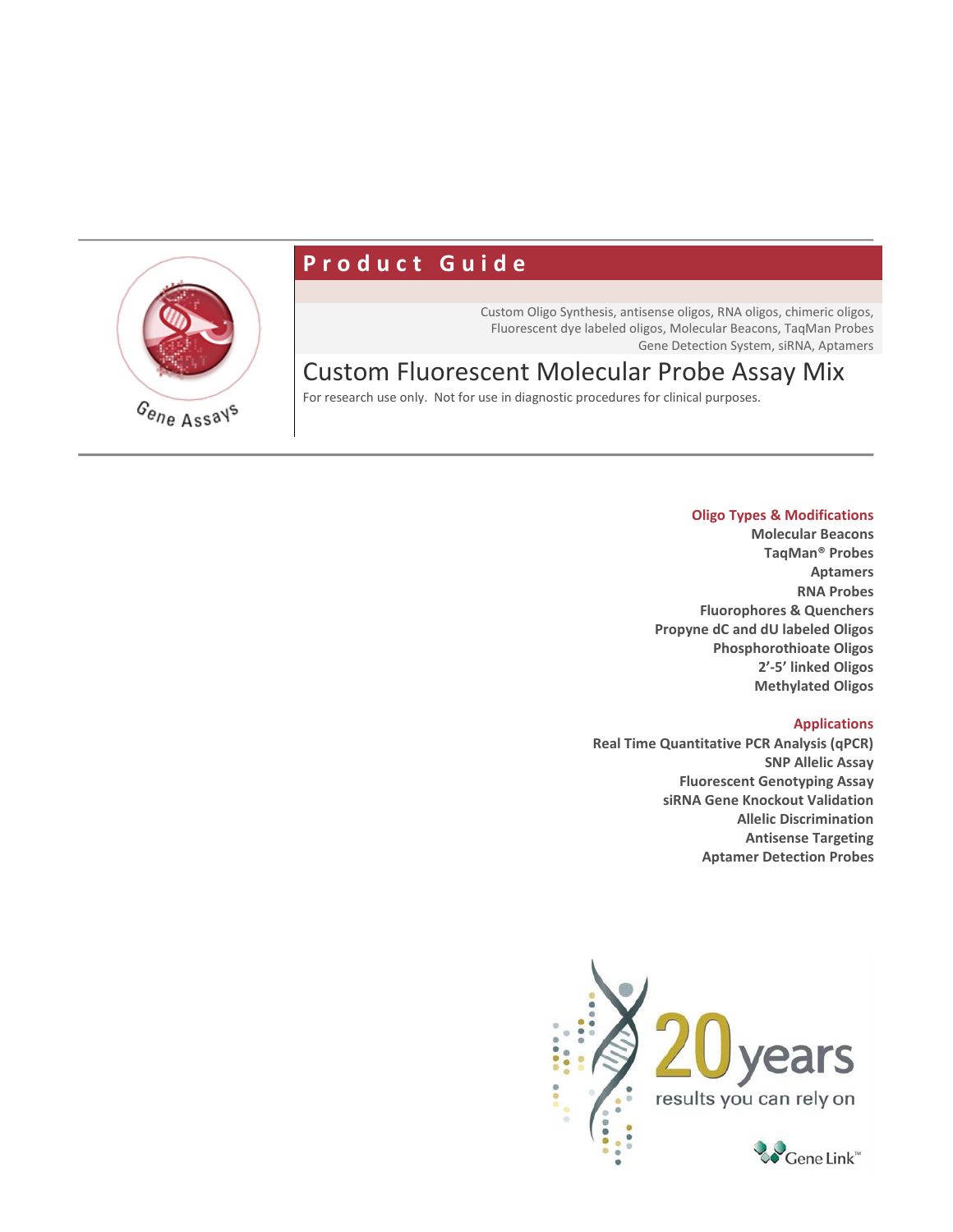Gene Assays

# Product Guide

Custom Oligo Synthesis, antisense oligos, RNA oligos, chimeric oligos, Fluorescent dye labeled oligos, Molecular Beacons, TaqMan Probes Gene Detection System, siRNA, Aptamers

## Custom Fluorescent Molecular Probe Assay Mix

For research use only. Not for use in diagnostic procedures for clinical purposes.

### Oligo Types & Modifications

**Molecular Beacons**
**TaqMan® Probes**
**Aptamers**
**RNA Probes**
**Fluorophores & Quenchers**
**Propyne dC and dU labeled Oligos**
**Phosphorothioate Oligos**
**2'-5' linked Oligos**
**Methylated Oligos**

### Applications

**Real Time Quantitative PCR Analysis (qPCR)**
**SNP Allelic Assay**
**Fluorescent Genotyping Assay**
**siRNA Gene Knockout Validation**
**Allelic Discrimination**
**Antisense Targeting**
**Aptamer Detection Probes**

20 years results you can rely on

Gene Link™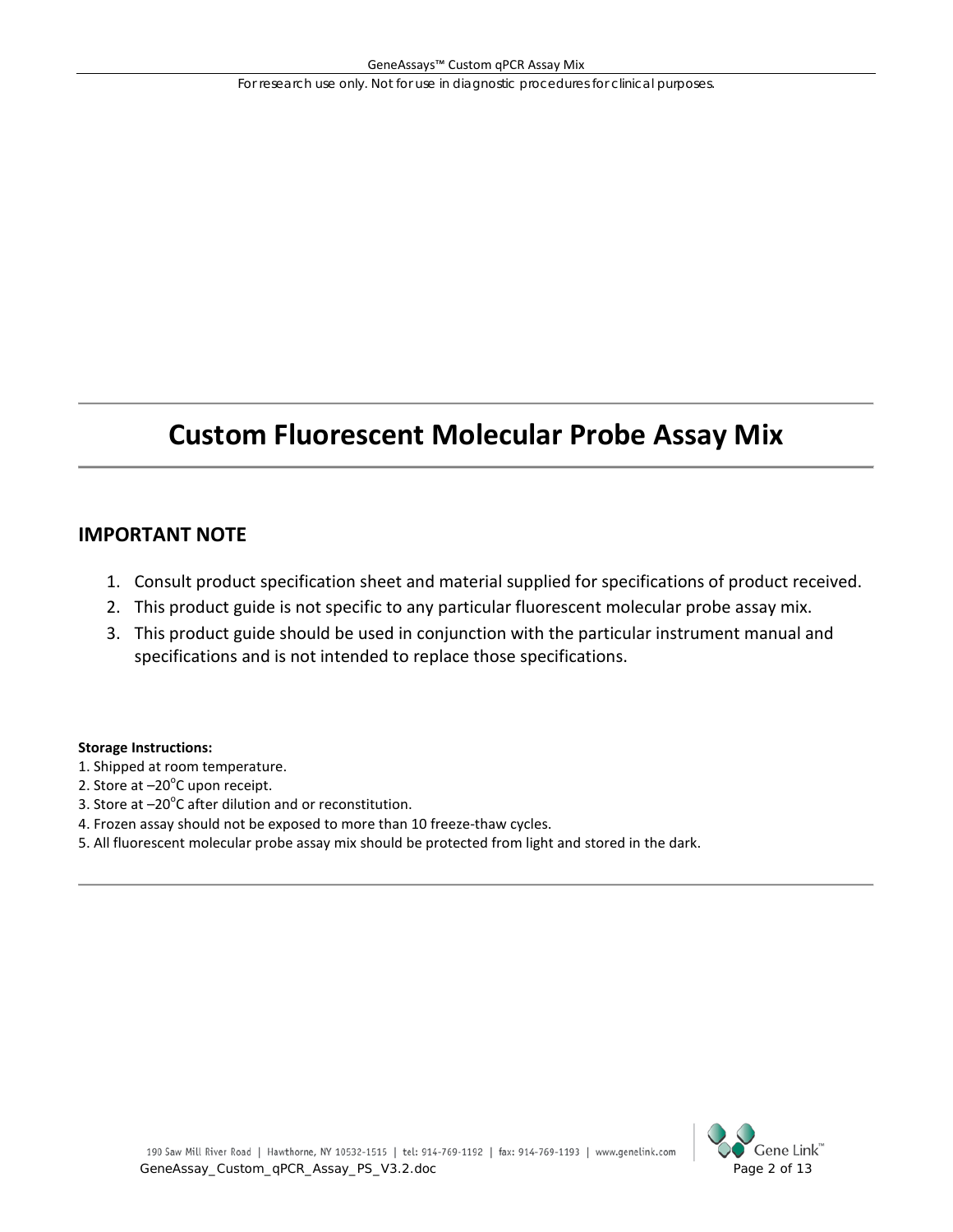# Custom Fluorescent Molecular Probe Assay Mix

## IMPORTANT NOTE

1. Consult product specification sheet and material supplied for specifications of product received.
2. This product guide is not specific to any particular fluorescent molecular probe assay mix.
3. This product guide should be used in conjunction with the particular instrument manual and specifications and is not intended to replace those specifications.

**Storage Instructions:**

1. Shipped at room temperature.
2. Store at –20$^{o}$C upon receipt.
3. Store at –20$^{o}$C after dilution and or reconstitution.
4. Frozen assay should not be exposed to more than 10 freeze-thaw cycles.
5. All fluorescent molecular probe assay mix should be protected from light and stored in the dark.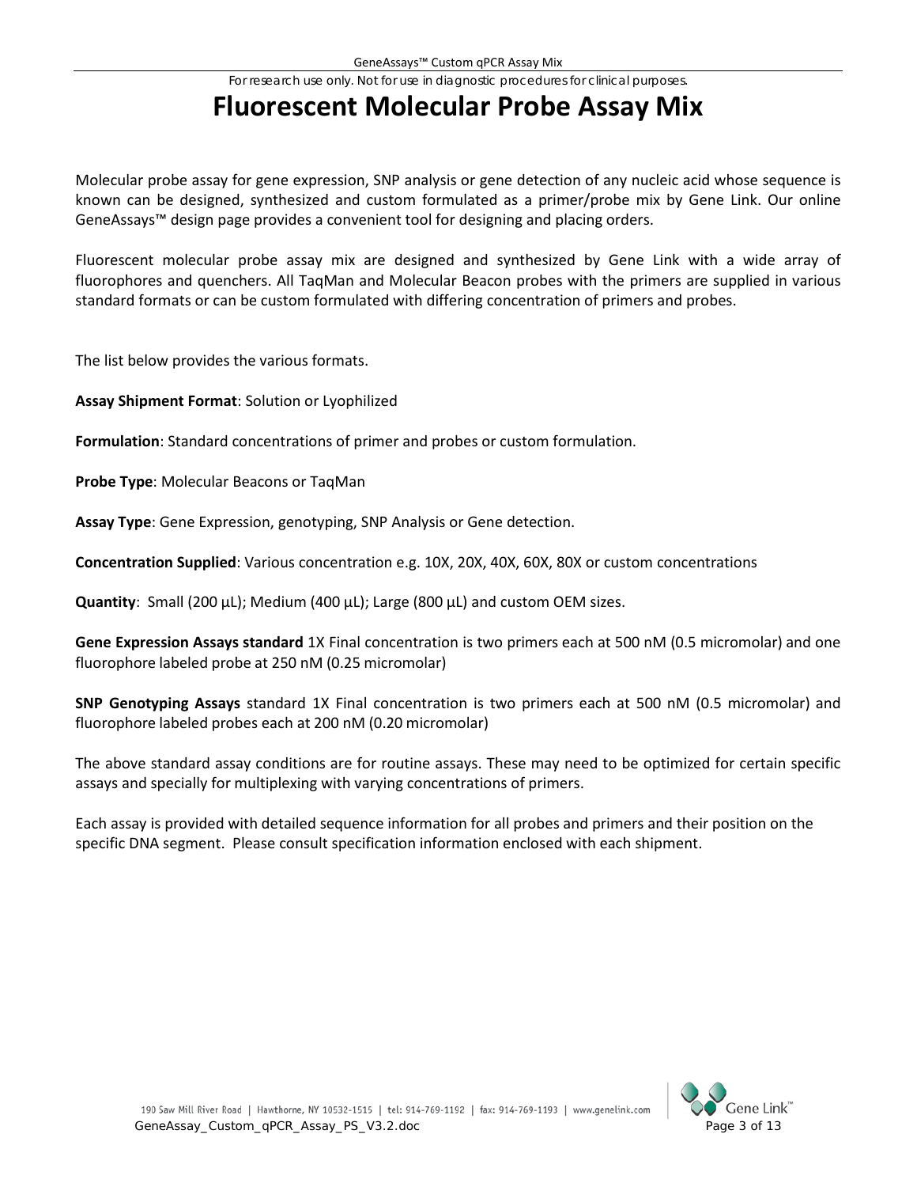# Fluorescent Molecular Probe Assay Mix

Molecular probe assay for gene expression, SNP analysis or gene detection of any nucleic acid whose sequence is known can be designed, synthesized and custom formulated as a primer/probe mix by Gene Link. Our online GeneAssays™ design page provides a convenient tool for designing and placing orders.

Fluorescent molecular probe assay mix are designed and synthesized by Gene Link with a wide array of fluorophores and quenchers. All TaqMan and Molecular Beacon probes with the primers are supplied in various standard formats or can be custom formulated with differing concentration of primers and probes.

The list below provides the various formats.

**Assay Shipment Format**: Solution or Lyophilized

**Formulation**: Standard concentrations of primer and probes or custom formulation.

**Probe Type**: Molecular Beacons or TaqMan

**Assay Type**: Gene Expression, genotyping, SNP Analysis or Gene detection.

**Concentration Supplied**: Various concentration e.g. 10X, 20X, 40X, 60X, 80X or custom concentrations

**Quantity**: Small (200 µL); Medium (400 µL); Large (800 µL) and custom OEM sizes.

**Gene Expression Assays standard** 1X Final concentration is two primers each at 500 nM (0.5 micromolar) and one fluorophore labeled probe at 250 nM (0.25 micromolar)

**SNP Genotyping Assays** standard 1X Final concentration is two primers each at 500 nM (0.5 micromolar) and fluorophore labeled probes each at 200 nM (0.20 micromolar)

The above standard assay conditions are for routine assays. These may need to be optimized for certain specific assays and specially for multiplexing with varying concentrations of primers.

Each assay is provided with detailed sequence information for all probes and primers and their position on the specific DNA segment. Please consult specification information enclosed with each shipment.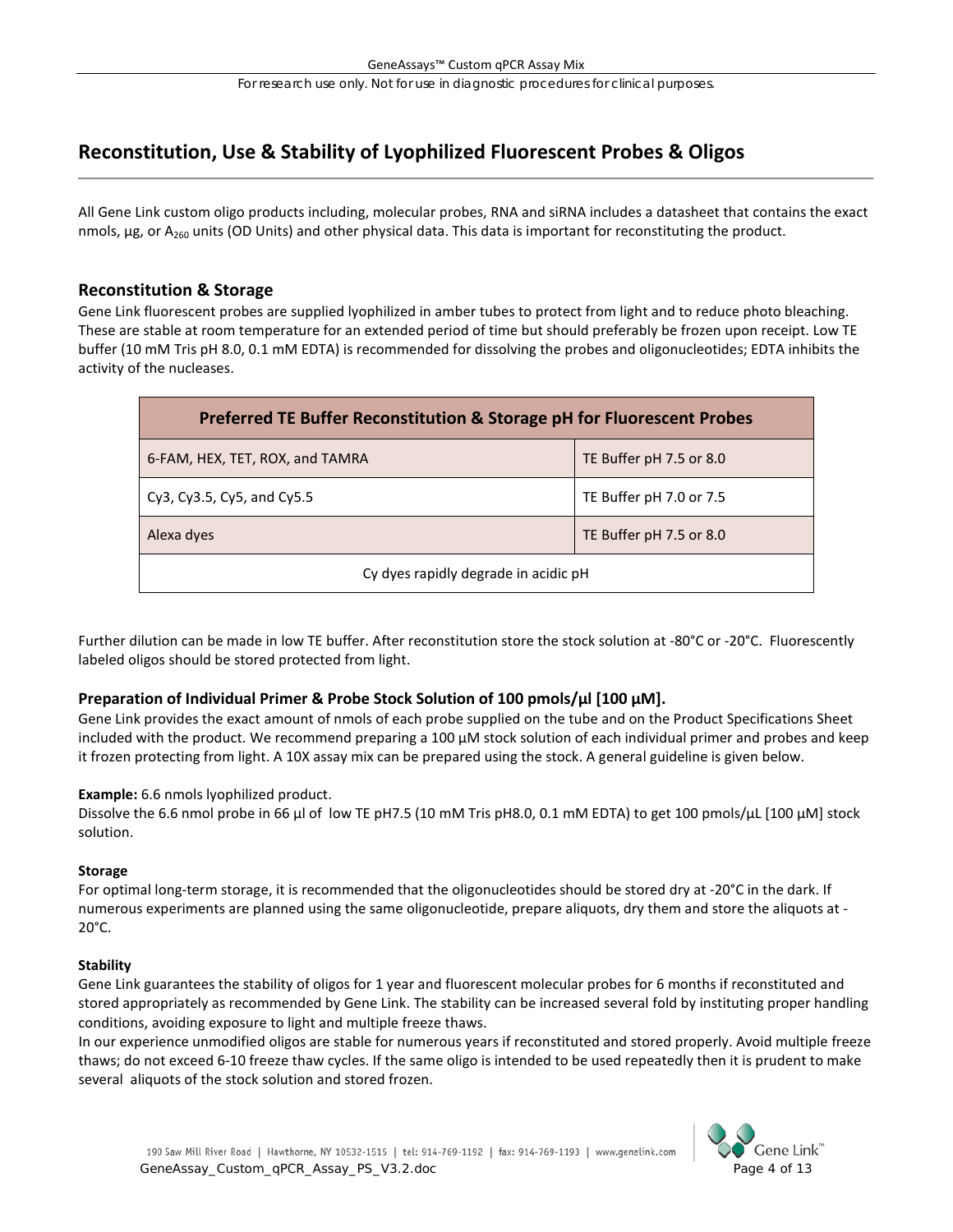## Reconstitution, Use & Stability of Lyophilized Fluorescent Probes & Oligos

All Gene Link custom oligo products including, molecular probes, RNA and siRNA includes a datasheet that contains the exact nmols, µg, or $A_{260}$ units (OD Units) and other physical data. This data is important for reconstituting the product.

### Reconstitution & Storage

Gene Link fluorescent probes are supplied lyophilized in amber tubes to protect from light and to reduce photo bleaching. These are stable at room temperature for an extended period of time but should preferably be frozen upon receipt. Low TE buffer (10 mM Tris pH 8.0, 0.1 mM EDTA) is recommended for dissolving the probes and oligonucleotides; EDTA inhibits the activity of the nucleases.

| Preferred TE Buffer Reconstitution & Storage pH for Fluorescent Probes | |
|---|---|
| 6-FAM, HEX, TET, ROX, and TAMRA | TE Buffer pH 7.5 or 8.0 |
| Cy3, Cy3.5, Cy5, and Cy5.5 | TE Buffer pH 7.0 or 7.5 |
| Alexa dyes | TE Buffer pH 7.5 or 8.0 |
| Cy dyes rapidly degrade in acidic pH | |

Further dilution can be made in low TE buffer. After reconstitution store the stock solution at -80°C or -20°C. Fluorescently labeled oligos should be stored protected from light.

### Preparation of Individual Primer & Probe Stock Solution of 100 pmols/µl [100 µM].

Gene Link provides the exact amount of nmols of each probe supplied on the tube and on the Product Specifications Sheet included with the product. We recommend preparing a 100 µM stock solution of each individual primer and probes and keep it frozen protecting from light. A 10X assay mix can be prepared using the stock. A general guideline is given below.

**Example:** 6.6 nmols lyophilized product.
Dissolve the 6.6 nmol probe in 66 µl of low TE pH7.5 (10 mM Tris pH8.0, 0.1 mM EDTA) to get 100 pmols/µL [100 µM] stock solution.

**Storage**

For optimal long-term storage, it is recommended that the oligonucleotides should be stored dry at -20°C in the dark. If numerous experiments are planned using the same oligonucleotide, prepare aliquots, dry them and store the aliquots at -20°C.

**Stability**

Gene Link guarantees the stability of oligos for 1 year and fluorescent molecular probes for 6 months if reconstituted and stored appropriately as recommended by Gene Link. The stability can be increased several fold by instituting proper handling conditions, avoiding exposure to light and multiple freeze thaws.

In our experience unmodified oligos are stable for numerous years if reconstituted and stored properly. Avoid multiple freeze thaws; do not exceed 6-10 freeze thaw cycles. If the same oligo is intended to be used repeatedly then it is prudent to make several aliquots of the stock solution and stored frozen.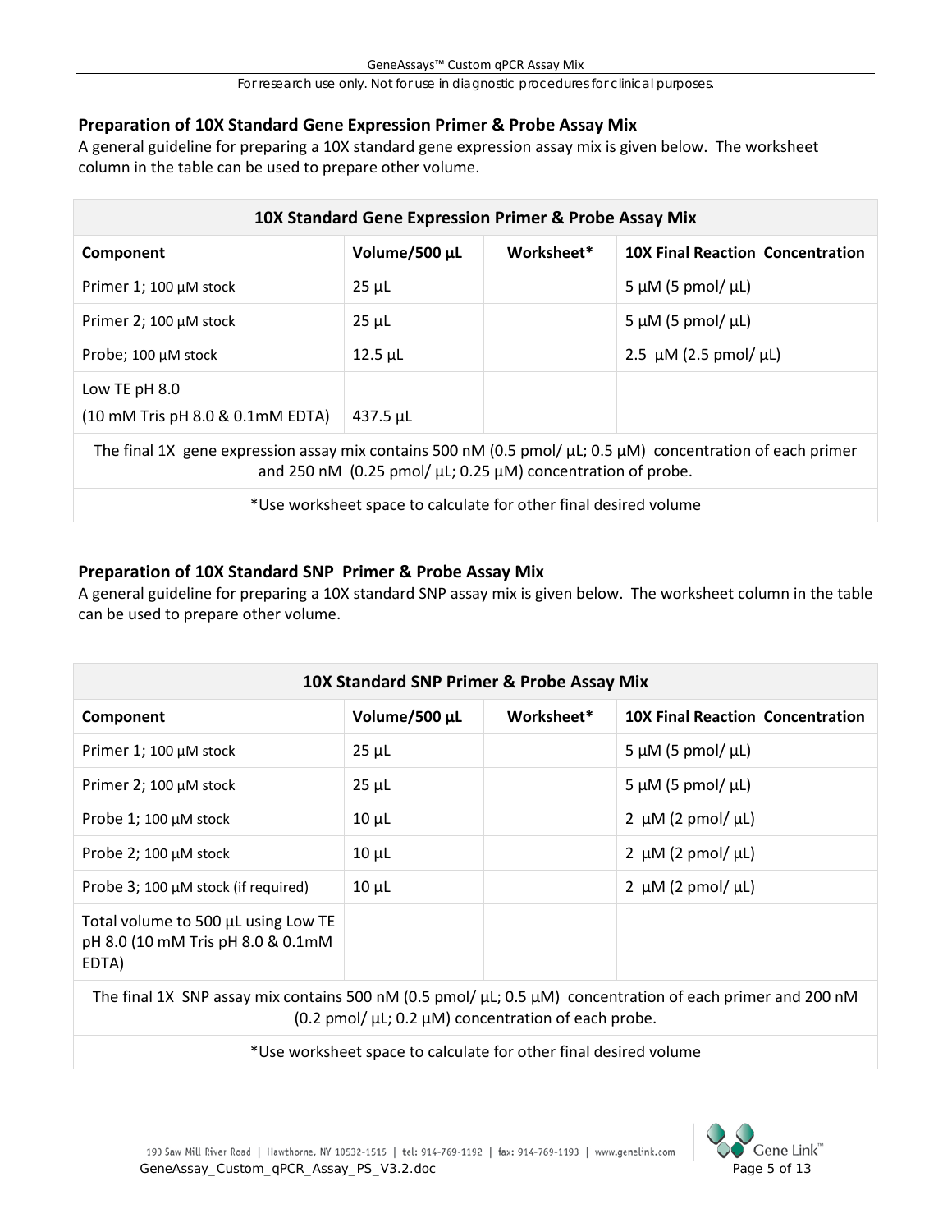### Preparation of 10X Standard Gene Expression Primer & Probe Assay Mix

A general guideline for preparing a 10X standard gene expression assay mix is given below. The worksheet column in the table can be used to prepare other volume.

| 10X Standard Gene Expression Primer & Probe Assay Mix | | | |
|---|---|---|---|
| **Component** | **Volume/500 µL** | **Worksheet*** | **10X Final Reaction Concentration** |
| Primer 1; 100 µM stock | 25 µL | | 5 µM (5 pmol/ µL) |
| Primer 2; 100 µM stock | 25 µL | | 5 µM (5 pmol/ µL) |
| Probe; 100 µM stock | 12.5 µL | | 2.5 µM (2.5 pmol/ µL) |
| Low TE pH 8.0 (10 mM Tris pH 8.0 & 0.1mM EDTA) | 437.5 µL | | |
| The final 1X gene expression assay mix contains 500 nM (0.5 pmol/ µL; 0.5 µM) concentration of each primer and 250 nM (0.25 pmol/ µL; 0.25 µM) concentration of probe. | | | |
| *Use worksheet space to calculate for other final desired volume | | | |

### Preparation of 10X Standard SNP Primer & Probe Assay Mix

A general guideline for preparing a 10X standard SNP assay mix is given below. The worksheet column in the table can be used to prepare other volume.

| 10X Standard SNP Primer & Probe Assay Mix | | | |
|---|---|---|---|
| **Component** | **Volume/500 µL** | **Worksheet*** | **10X Final Reaction Concentration** |
| Primer 1; 100 µM stock | 25 µL | | 5 µM (5 pmol/ µL) |
| Primer 2; 100 µM stock | 25 µL | | 5 µM (5 pmol/ µL) |
| Probe 1; 100 µM stock | 10 µL | | 2 µM (2 pmol/ µL) |
| Probe 2; 100 µM stock | 10 µL | | 2 µM (2 pmol/ µL) |
| Probe 3; 100 µM stock (if required) | 10 µL | | 2 µM (2 pmol/ µL) |
| Total volume to 500 µL using Low TE pH 8.0 (10 mM Tris pH 8.0 & 0.1mM EDTA) | | | |
| The final 1X SNP assay mix contains 500 nM (0.5 pmol/ µL; 0.5 µM) concentration of each primer and 200 nM (0.2 pmol/ µL; 0.2 µM) concentration of each probe. | | | |
| *Use worksheet space to calculate for other final desired volume | | | |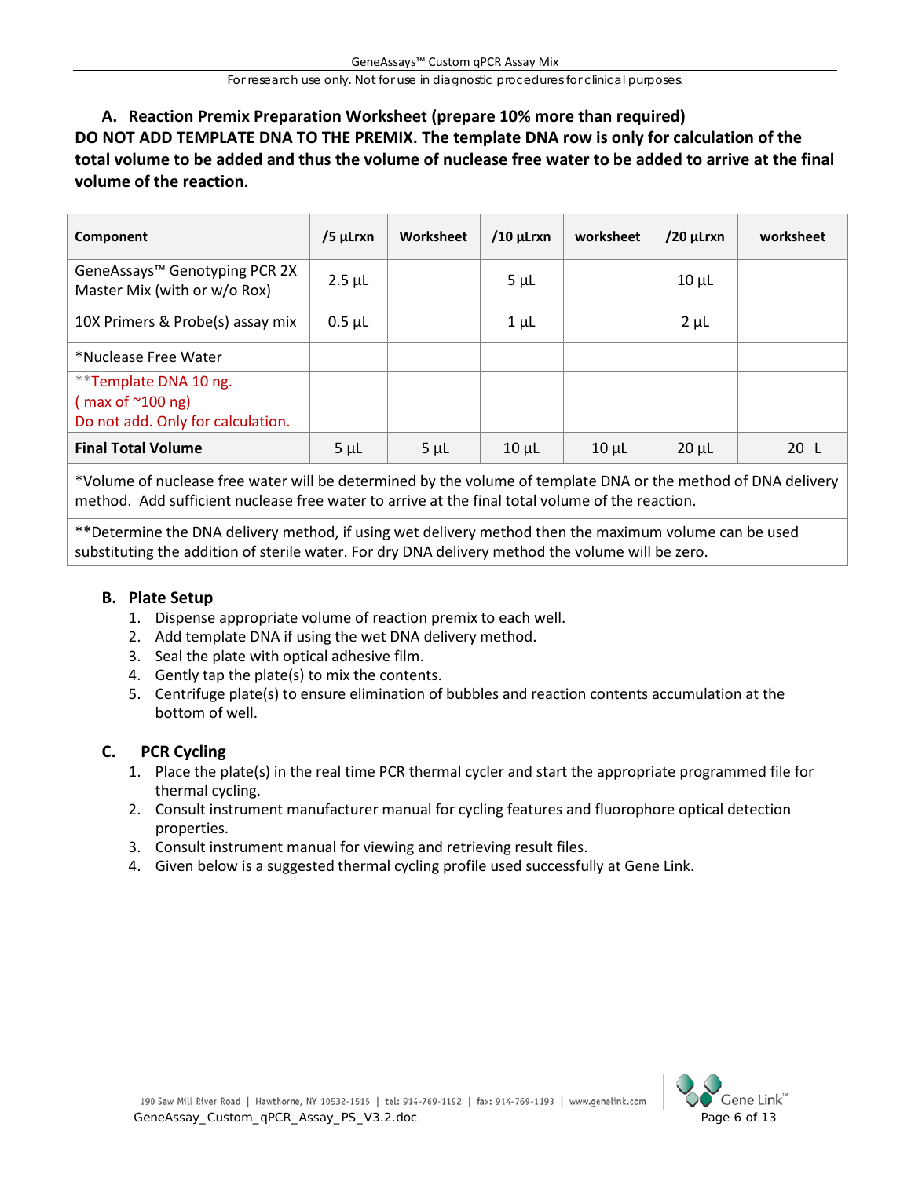## A. Reaction Premix Preparation Worksheet (prepare 10% more than required)

**DO NOT ADD TEMPLATE DNA TO THE PREMIX. The template DNA row is only for calculation of the total volume to be added and thus the volume of nuclease free water to be added to arrive at the final volume of the reaction.**

| Component | /5 µLrxn | Worksheet | /10 µLrxn | worksheet | /20 µLrxn | worksheet |
|---|---|---|---|---|---|---|
| GeneAssays™ Genotyping PCR 2X Master Mix (with or w/o Rox) | 2.5 µL | | 5 µL | | 10 µL | |
| 10X Primers & Probe(s) assay mix | 0.5 µL | | 1 µL | | 2 µL | |
| *Nuclease Free Water | | | | | | |
| **Template DNA 10 ng. ( max of ~100 ng) Do not add. Only for calculation. | | | | | | |
| **Final Total Volume** | 5 µL | 5 µL | 10 µL | 10 µL | 20 µL | 20 L |

*Volume of nuclease free water will be determined by the volume of template DNA or the method of DNA delivery method. Add sufficient nuclease free water to arrive at the final total volume of the reaction.

**Determine the DNA delivery method, if using wet delivery method then the maximum volume can be used substituting the addition of sterile water. For dry DNA delivery method the volume will be zero.

## B. Plate Setup

1. Dispense appropriate volume of reaction premix to each well.
2. Add template DNA if using the wet DNA delivery method.
3. Seal the plate with optical adhesive film.
4. Gently tap the plate(s) to mix the contents.
5. Centrifuge plate(s) to ensure elimination of bubbles and reaction contents accumulation at the bottom of well.

## C. PCR Cycling

1. Place the plate(s) in the real time PCR thermal cycler and start the appropriate programmed file for thermal cycling.
2. Consult instrument manufacturer manual for cycling features and fluorophore optical detection properties.
3. Consult instrument manual for viewing and retrieving result files.
4. Given below is a suggested thermal cycling profile used successfully at Gene Link.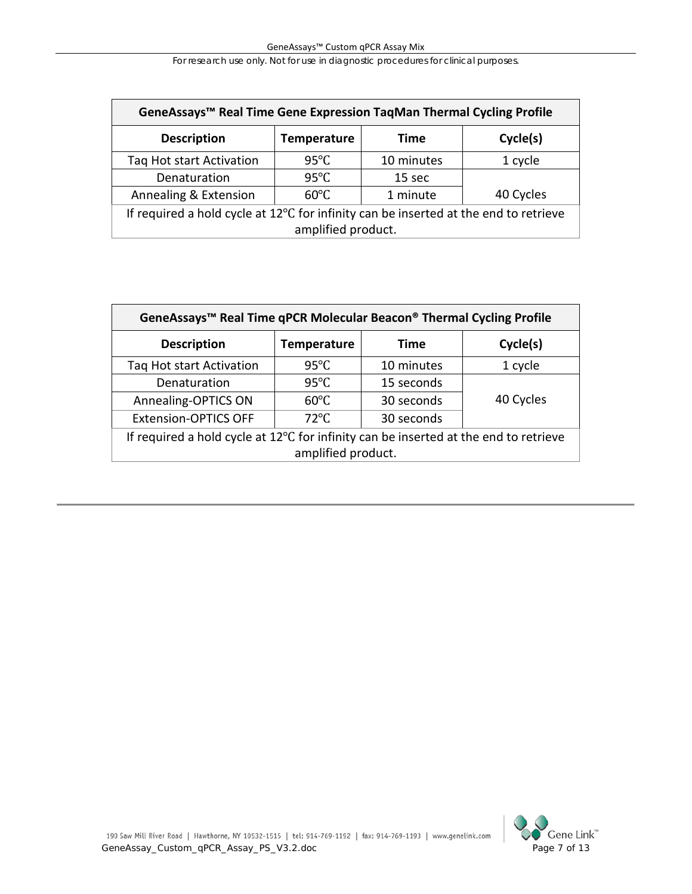| GeneAssays™ Real Time Gene Expression TaqMan Thermal Cycling Profile | | | |
|---|---|---|---|
| **Description** | **Temperature** | **Time** | **Cycle(s)** |
| Taq Hot start Activation | 95℃ | 10 minutes | 1 cycle |
| Denaturation | 95℃ | 15 sec | 40 Cycles |
| Annealing & Extension | 60℃ | 1 minute | |
| If required a hold cycle at 12℃ for infinity can be inserted at the end to retrieve amplified product. | | | |

| GeneAssays™ Real Time qPCR Molecular Beacon® Thermal Cycling Profile | | | |
|---|---|---|---|
| **Description** | **Temperature** | **Time** | **Cycle(s)** |
| Taq Hot start Activation | 95℃ | 10 minutes | 1 cycle |
| Denaturation | 95℃ | 15 seconds | 40 Cycles |
| Annealing-OPTICS ON | 60℃ | 30 seconds | |
| Extension-OPTICS OFF | 72℃ | 30 seconds | |
| If required a hold cycle at 12℃ for infinity can be inserted at the end to retrieve amplified product. | | | |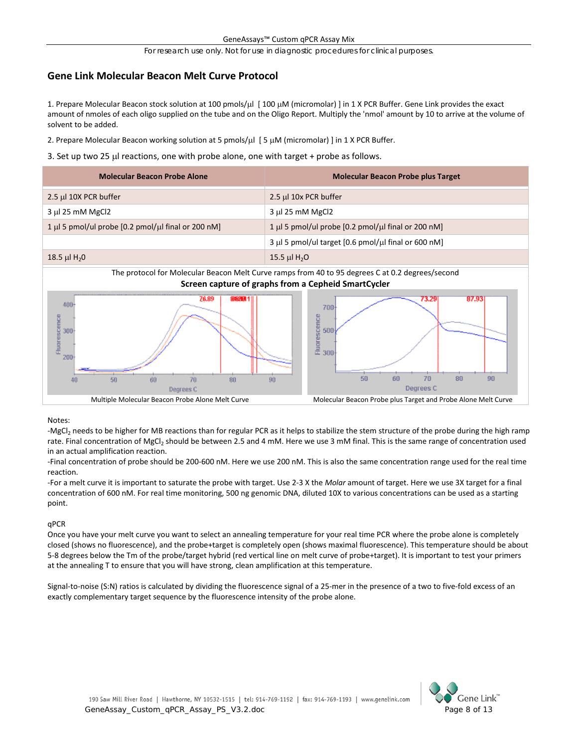## Gene Link Molecular Beacon Melt Curve Protocol

1. Prepare Molecular Beacon stock solution at 100 pmols/µl [ 100 µM (micromolar) ] in 1 X PCR Buffer. Gene Link provides the exact amount of nmoles of each oligo supplied on the tube and on the Oligo Report. Multiply the 'nmol' amount by 10 to arrive at the volume of solvent to be added.

2. Prepare Molecular Beacon working solution at 5 pmols/µl [ 5 µM (micromolar) ] in 1 X PCR Buffer.

3. Set up two 25 µl reactions, one with probe alone, one with target + probe as follows.

| Molecular Beacon Probe Alone | Molecular Beacon Probe plus Target |
|---|---|
| 2.5 µl 10X PCR buffer | 2.5 µl 10x PCR buffer |
| 3 µl 25 mM MgCl2 | 3 µl 25 mM MgCl2 |
| 1 µl 5 pmol/ul probe [0.2 pmol/µl final or 200 nM] | 1 µl 5 pmol/ul probe [0.2 pmol/µl final or 200 nM] |
| | 3 µl 5 pmol/ul target [0.6 pmol/µl final or 600 nM] |
| 18.5 µl $H_2O$ | 15.5 µl $H_2O$ |

The protocol for Molecular Beacon Melt Curve ramps from 40 to 95 degrees C at 0.2 degrees/second

**Screen capture of graphs from a Cepheid SmartCycler**

Multiple Molecular Beacon Probe Alone Melt Curve

Molecular Beacon Probe plus Target and Probe Alone Melt Curve

Notes:

-$MgCl_2$ needs to be higher for MB reactions than for regular PCR as it helps to stabilize the stem structure of the probe during the high ramp rate. Final concentration of $MgCl_2$ should be between 2.5 and 4 mM. Here we use 3 mM final. This is the same range of concentration used in an actual amplification reaction.

-Final concentration of probe should be 200-600 nM. Here we use 200 nM. This is also the same concentration range used for the real time reaction.

-For a melt curve it is important to saturate the probe with target. Use 2-3 X the *Molar* amount of target. Here we use 3X target for a final concentration of 600 nM. For real time monitoring, 500 ng genomic DNA, diluted 10X to various concentrations can be used as a starting point.

qPCR

Once you have your melt curve you want to select an annealing temperature for your real time PCR where the probe alone is completely closed (shows no fluorescence), and the probe+target is completely open (shows maximal fluorescence). This temperature should be about 5-8 degrees below the Tm of the probe/target hybrid (red vertical line on melt curve of probe+target). It is important to test your primers at the annealing T to ensure that you will have strong, clean amplification at this temperature.

Signal-to-noise (S:N) ratios is calculated by dividing the fluorescence signal of a 25-mer in the presence of a two to five-fold excess of an exactly complementary target sequence by the fluorescence intensity of the probe alone.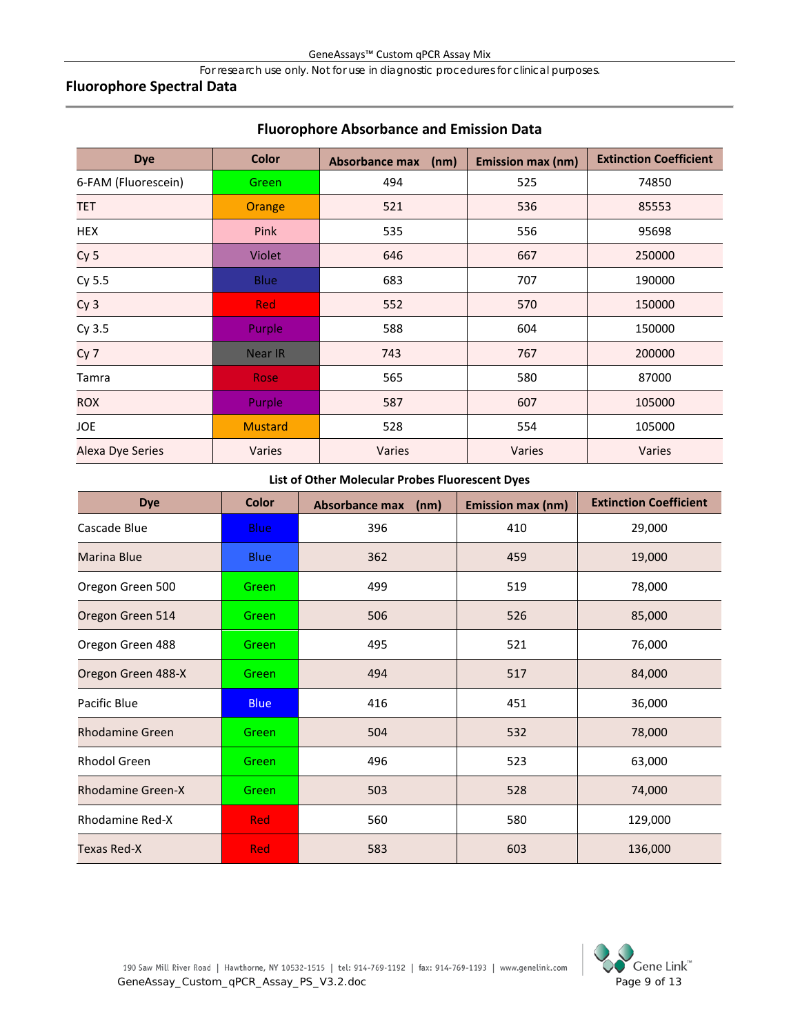For research use only. Not for use in diagnostic procedures for clinical purposes.

## Fluorophore Spectral Data

### Fluorophore Absorbance and Emission Data

| Dye | Color | Absorbance max (nm) | Emission max (nm) | Extinction Coefficient |
|---|---|---|---|---|
| 6-FAM (Fluorescein) | Green | 494 | 525 | 74850 |
| TET | Orange | 521 | 536 | 85553 |
| HEX | Pink | 535 | 556 | 95698 |
| Cy 5 | Violet | 646 | 667 | 250000 |
| Cy 5.5 | Blue | 683 | 707 | 190000 |
| Cy 3 | Red | 552 | 570 | 150000 |
| Cy 3.5 | Purple | 588 | 604 | 150000 |
| Cy 7 | Near IR | 743 | 767 | 200000 |
| Tamra | Rose | 565 | 580 | 87000 |
| ROX | Purple | 587 | 607 | 105000 |
| JOE | Mustard | 528 | 554 | 105000 |
| Alexa Dye Series | Varies | Varies | Varies | Varies |

**List of Other Molecular Probes Fluorescent Dyes**

| Dye | Color | Absorbance max (nm) | Emission max (nm) | Extinction Coefficient |
|---|---|---|---|---|
| Cascade Blue | Blue | 396 | 410 | 29,000 |
| Marina Blue | Blue | 362 | 459 | 19,000 |
| Oregon Green 500 | Green | 499 | 519 | 78,000 |
| Oregon Green 514 | Green | 506 | 526 | 85,000 |
| Oregon Green 488 | Green | 495 | 521 | 76,000 |
| Oregon Green 488-X | Green | 494 | 517 | 84,000 |
| Pacific Blue | Blue | 416 | 451 | 36,000 |
| Rhodamine Green | Green | 504 | 532 | 78,000 |
| Rhodol Green | Green | 496 | 523 | 63,000 |
| Rhodamine Green-X | Green | 503 | 528 | 74,000 |
| Rhodamine Red-X | Red | 560 | 580 | 129,000 |
| Texas Red-X | Red | 583 | 603 | 136,000 |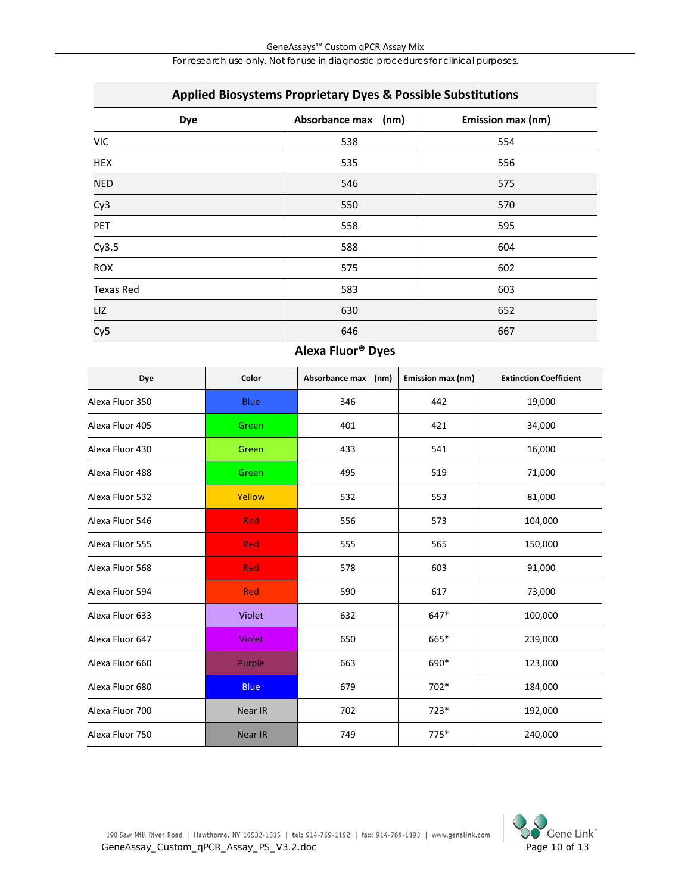## Applied Biosystems Proprietary Dyes & Possible Substitutions

| Dye | Absorbance max (nm) | Emission max (nm) |
| --- | --- | --- |
| VIC | 538 | 554 |
| HEX | 535 | 556 |
| NED | 546 | 575 |
| Cy3 | 550 | 570 |
| PET | 558 | 595 |
| Cy3.5 | 588 | 604 |
| ROX | 575 | 602 |
| Texas Red | 583 | 603 |
| LIZ | 630 | 652 |
| Cy5 | 646 | 667 |

## Alexa Fluor® Dyes

| Dye | Color | Absorbance max (nm) | Emission max (nm) | Extinction Coefficient |
| --- | --- | --- | --- | --- |
| Alexa Fluor 350 | Blue | 346 | 442 | 19,000 |
| Alexa Fluor 405 | Green | 401 | 421 | 34,000 |
| Alexa Fluor 430 | Green | 433 | 541 | 16,000 |
| Alexa Fluor 488 | Green | 495 | 519 | 71,000 |
| Alexa Fluor 532 | Yellow | 532 | 553 | 81,000 |
| Alexa Fluor 546 | Red | 556 | 573 | 104,000 |
| Alexa Fluor 555 | Red | 555 | 565 | 150,000 |
| Alexa Fluor 568 | Red | 578 | 603 | 91,000 |
| Alexa Fluor 594 | Red | 590 | 617 | 73,000 |
| Alexa Fluor 633 | Violet | 632 | 647* | 100,000 |
| Alexa Fluor 647 | Violet | 650 | 665* | 239,000 |
| Alexa Fluor 660 | Purple | 663 | 690* | 123,000 |
| Alexa Fluor 680 | Blue | 679 | 702* | 184,000 |
| Alexa Fluor 700 | Near IR | 702 | 723* | 192,000 |
| Alexa Fluor 750 | Near IR | 749 | 775* | 240,000 |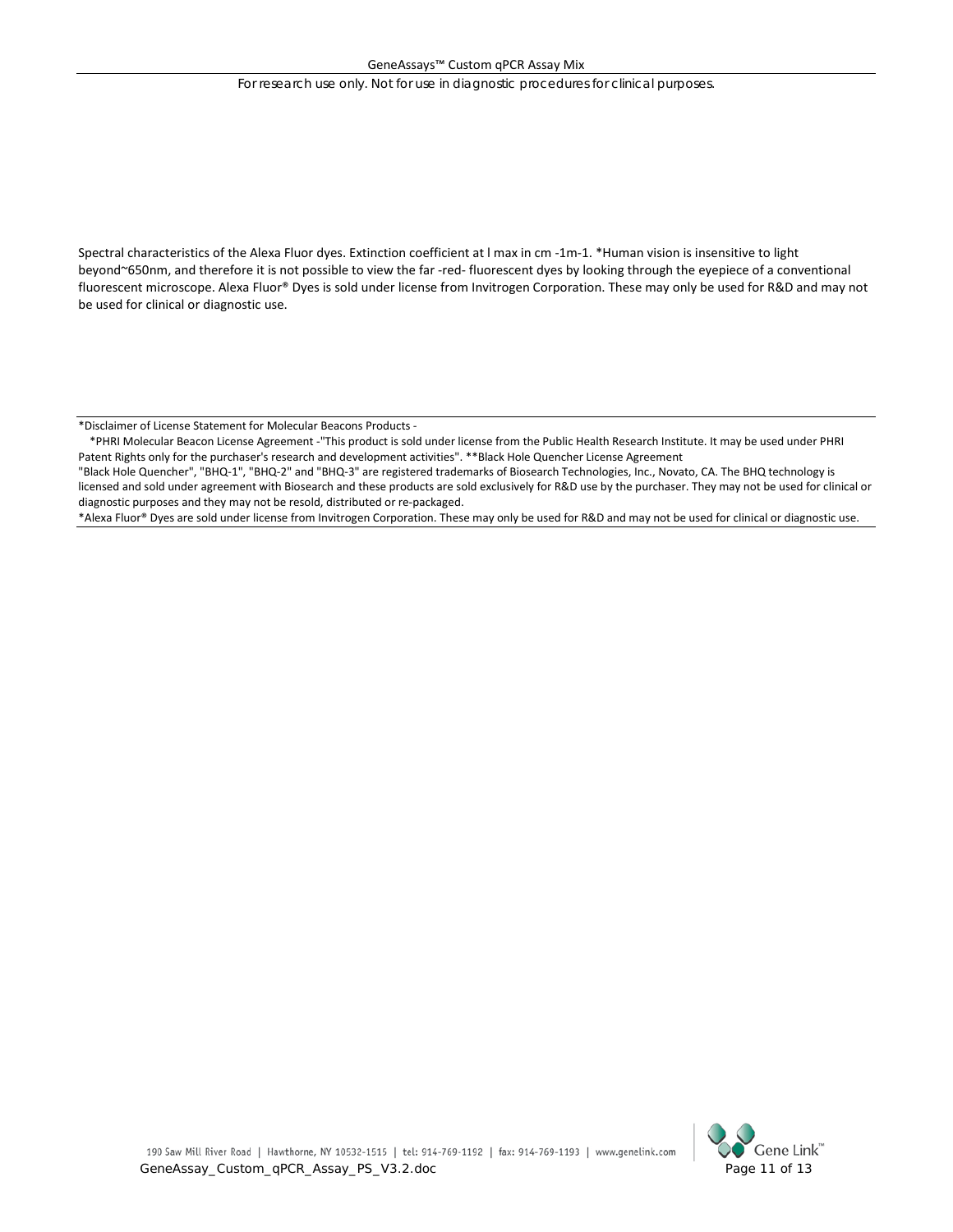Spectral characteristics of the Alexa Fluor dyes. Extinction coefficient at l max in cm -1m-1. *Human vision is insensitive to light beyond~650nm, and therefore it is not possible to view the far -red- fluorescent dyes by looking through the eyepiece of a conventional fluorescent microscope. Alexa Fluor® Dyes is sold under license from Invitrogen Corporation. These may only be used for R&D and may not be used for clinical or diagnostic use.

---

*Disclaimer of License Statement for Molecular Beacons Products -

*PHRI Molecular Beacon License Agreement -"This product is sold under license from the Public Health Research Institute. It may be used under PHRI Patent Rights only for the purchaser's research and development activities". **Black Hole Quencher License Agreement

"Black Hole Quencher", "BHQ-1", "BHQ-2" and "BHQ-3" are registered trademarks of Biosearch Technologies, Inc., Novato, CA. The BHQ technology is licensed and sold under agreement with Biosearch and these products are sold exclusively for R&D use by the purchaser. They may not be used for clinical or diagnostic purposes and they may not be resold, distributed or re-packaged.

*Alexa Fluor® Dyes are sold under license from Invitrogen Corporation. These may only be used for R&D and may not be used for clinical or diagnostic use.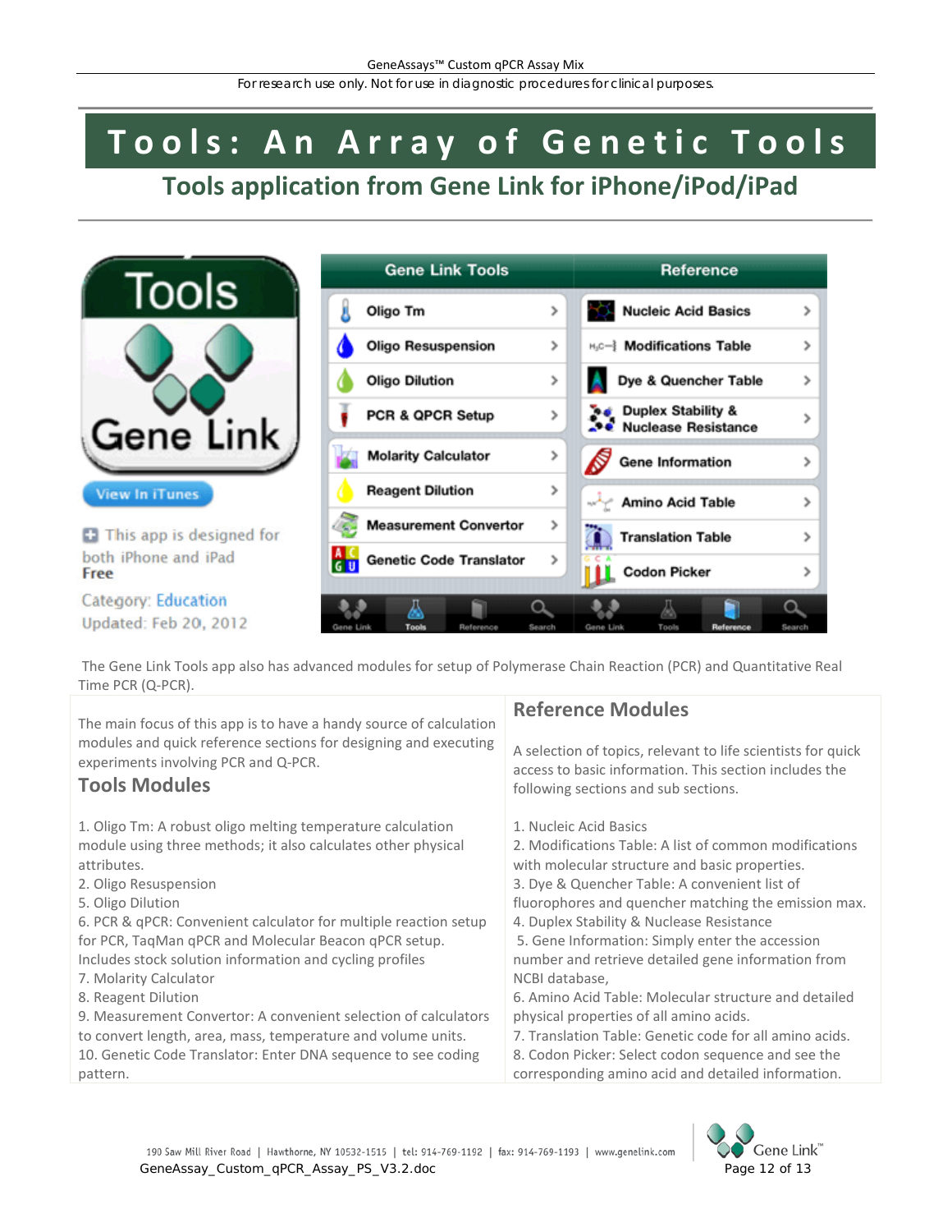# Tools: An Array of Genetic Tools

## Tools application from Gene Link for iPhone/iPod/iPad

Tools

Gene Link

View In iTunes

This app is designed for both iPhone and iPad

Free

Category: Education

Updated: Feb 20, 2012

| Gene Link Tools | Reference |
| --- | --- |
| Oligo Tm | Nucleic Acid Basics |
| Oligo Resuspension | Modifications Table |
| Oligo Dilution | Dye & Quencher Table |
| PCR & QPCR Setup | Duplex Stability & Nuclease Resistance |
| Molarity Calculator | Gene Information |
| Reagent Dilution | Amino Acid Table |
| Measurement Convertor | Translation Table |
| Genetic Code Translator | Codon Picker |

The Gene Link Tools app also has advanced modules for setup of Polymerase Chain Reaction (PCR) and Quantitative Real Time PCR (Q-PCR).

The main focus of this app is to have a handy source of calculation modules and quick reference sections for designing and executing experiments involving PCR and Q-PCR.

## Tools Modules

1. Oligo Tm: A robust oligo melting temperature calculation module using three methods; it also calculates other physical attributes.
2. Oligo Resuspension
5. Oligo Dilution
6. PCR & qPCR: Convenient calculator for multiple reaction setup for PCR, TaqMan qPCR and Molecular Beacon qPCR setup. Includes stock solution information and cycling profiles
7. Molarity Calculator
8. Reagent Dilution
9. Measurement Convertor: A convenient selection of calculators to convert length, area, mass, temperature and volume units.
10. Genetic Code Translator: Enter DNA sequence to see coding pattern.

## Reference Modules

A selection of topics, relevant to life scientists for quick access to basic information. This section includes the following sections and sub sections.

1. Nucleic Acid Basics
2. Modifications Table: A list of common modifications with molecular structure and basic properties.
3. Dye & Quencher Table: A convenient list of fluorophores and quencher matching the emission max.
4. Duplex Stability & Nuclease Resistance
5. Gene Information: Simply enter the accession number and retrieve detailed gene information from NCBI database,
6. Amino Acid Table: Molecular structure and detailed physical properties of all amino acids.
7. Translation Table: Genetic code for all amino acids.
8. Codon Picker: Select codon sequence and see the corresponding amino acid and detailed information.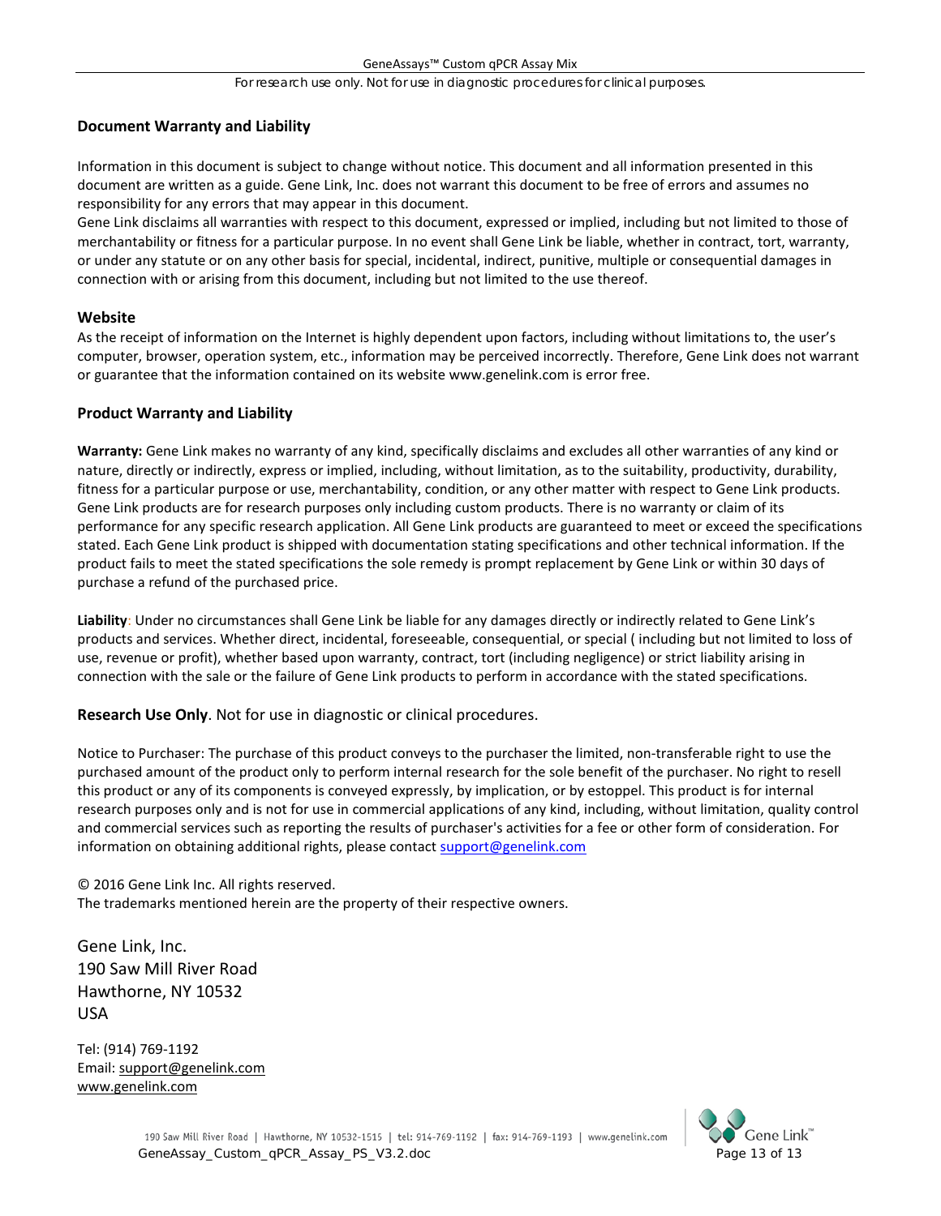## Document Warranty and Liability

Information in this document is subject to change without notice. This document and all information presented in this document are written as a guide. Gene Link, Inc. does not warrant this document to be free of errors and assumes no responsibility for any errors that may appear in this document.
Gene Link disclaims all warranties with respect to this document, expressed or implied, including but not limited to those of merchantability or fitness for a particular purpose. In no event shall Gene Link be liable, whether in contract, tort, warranty, or under any statute or on any other basis for special, incidental, indirect, punitive, multiple or consequential damages in connection with or arising from this document, including but not limited to the use thereof.

## Website

As the receipt of information on the Internet is highly dependent upon factors, including without limitations to, the user's computer, browser, operation system, etc., information may be perceived incorrectly. Therefore, Gene Link does not warrant or guarantee that the information contained on its website www.genelink.com is error free.

## Product Warranty and Liability

**Warranty:** Gene Link makes no warranty of any kind, specifically disclaims and excludes all other warranties of any kind or nature, directly or indirectly, express or implied, including, without limitation, as to the suitability, productivity, durability, fitness for a particular purpose or use, merchantability, condition, or any other matter with respect to Gene Link products. Gene Link products are for research purposes only including custom products. There is no warranty or claim of its performance for any specific research application. All Gene Link products are guaranteed to meet or exceed the specifications stated. Each Gene Link product is shipped with documentation stating specifications and other technical information. If the product fails to meet the stated specifications the sole remedy is prompt replacement by Gene Link or within 30 days of purchase a refund of the purchased price.

**Liability**: Under no circumstances shall Gene Link be liable for any damages directly or indirectly related to Gene Link's products and services. Whether direct, incidental, foreseeable, consequential, or special ( including but not limited to loss of use, revenue or profit), whether based upon warranty, contract, tort (including negligence) or strict liability arising in connection with the sale or the failure of Gene Link products to perform in accordance with the stated specifications.

**Research Use Only**. Not for use in diagnostic or clinical procedures.

Notice to Purchaser: The purchase of this product conveys to the purchaser the limited, non-transferable right to use the purchased amount of the product only to perform internal research for the sole benefit of the purchaser. No right to resell this product or any of its components is conveyed expressly, by implication, or by estoppel. This product is for internal research purposes only and is not for use in commercial applications of any kind, including, without limitation, quality control and commercial services such as reporting the results of purchaser's activities for a fee or other form of consideration. For information on obtaining additional rights, please contact support@genelink.com

© 2016 Gene Link Inc. All rights reserved.
The trademarks mentioned herein are the property of their respective owners.

Gene Link, Inc.
190 Saw Mill River Road
Hawthorne, NY 10532
USA

Tel: (914) 769-1192
Email: support@genelink.com
www.genelink.com